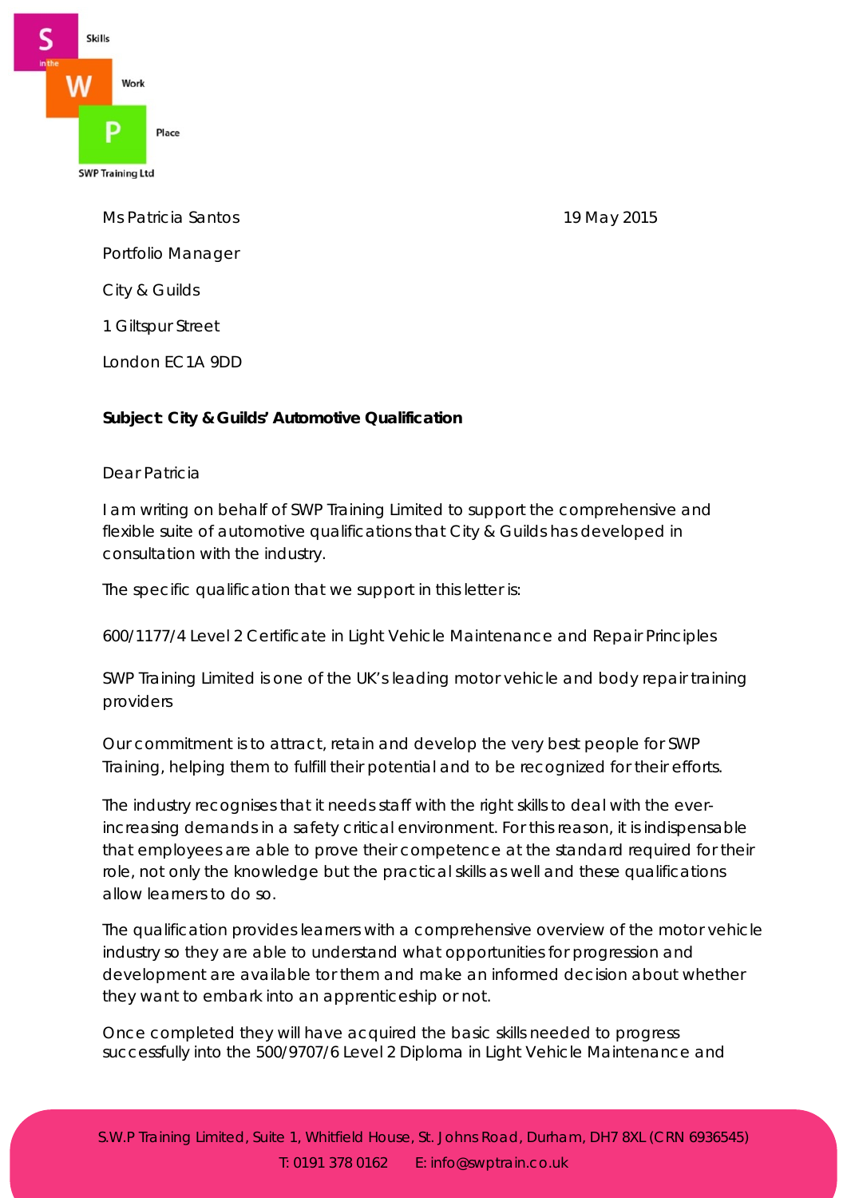Ms Patricia Santos

19 May 2015

Portfolio Manager

City & Guilds

1 Giltspur Street

London EC1A 9DD

**Subject: City & Guilds' Automotive Qualification**

Dear Patricia

I am writing on behalf of SWP Training Limited to support the comprehensive and flexible suite of automotive qualifications that City & Guilds has developed in consultation with the industry.

The specific qualification that we support in this letter is:

600/1177/4 Level 2 Certificate in Light Vehicle Maintenance and Repair Principles

SWP Training Limited is one of the UK's leading motor vehicle and body repair training providers

Our commitment is to attract, retain and develop the very best people for SWP Training, helping them to fulfill their potential and to be recognized for their efforts.

The industry recognises that it needs staff with the right skills to deal with the ever-increasing demands in a safety critical environment. For this reason, it is indispensable that employees are able to prove their competence at the standard required for their role, not only the knowledge but the practical skills as well and these qualifications allow learners to do so.

The qualification provides learners with a comprehensive overview of the motor vehicle industry so they are able to understand what opportunities for progression and development are available tor them and make an informed decision about whether they want to embark into an apprenticeship or not.

Once completed they will have acquired the basic skills needed to progress successfully into the 500/9707/6 Level 2 Diploma in Light Vehicle Maintenance and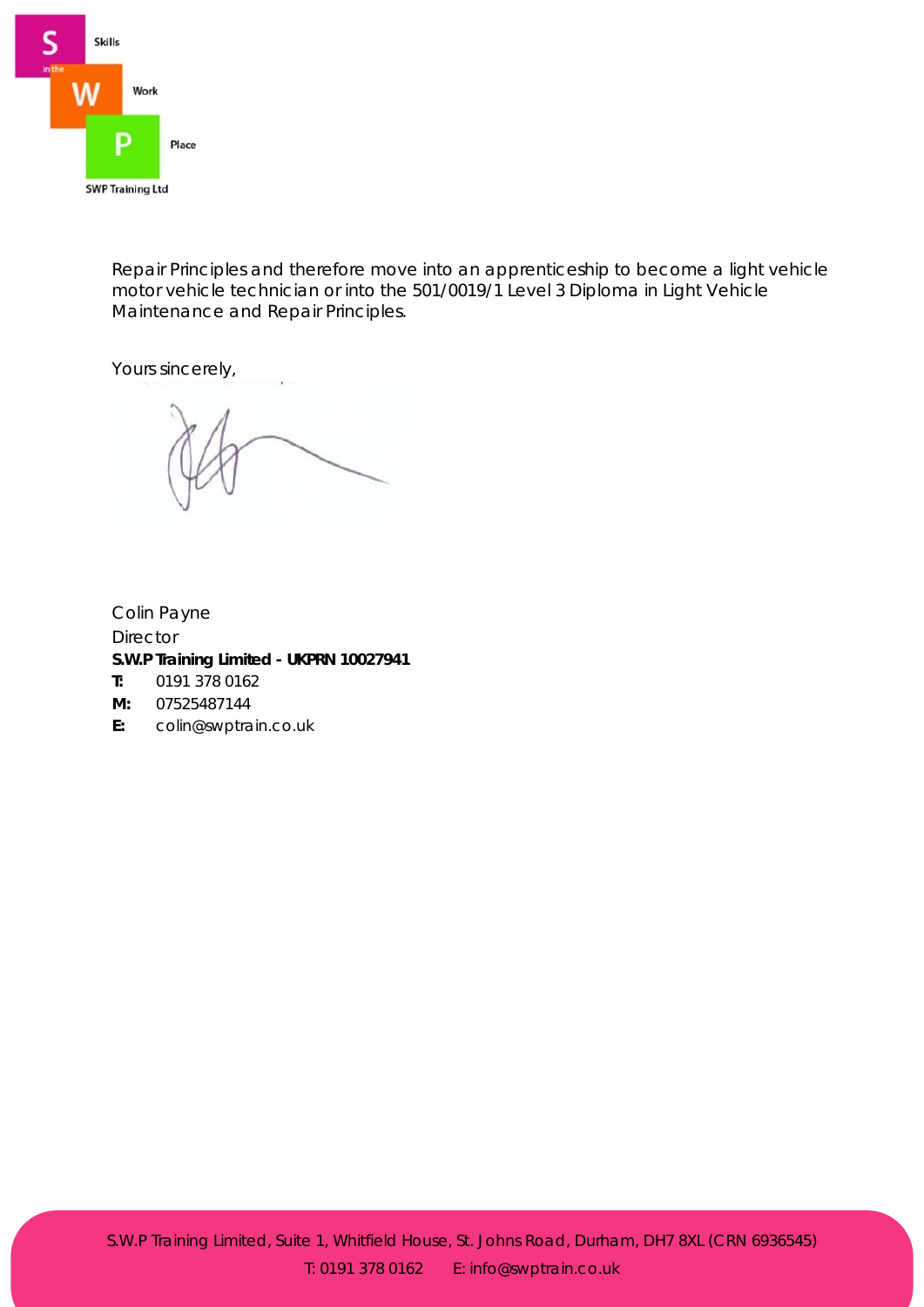Repair Principles and therefore move into an apprenticeship to become a light vehicle motor vehicle technician or into the 501/0019/1 Level 3 Diploma in Light Vehicle Maintenance and Repair Principles.

Yours sincerely,

Colin Payne
Director
**S.W.P Training Limited - UKPRN 10027941**
**T:** 0191 378 0162
**M:** 07525487144
**E:** colin@swptrain.co.uk